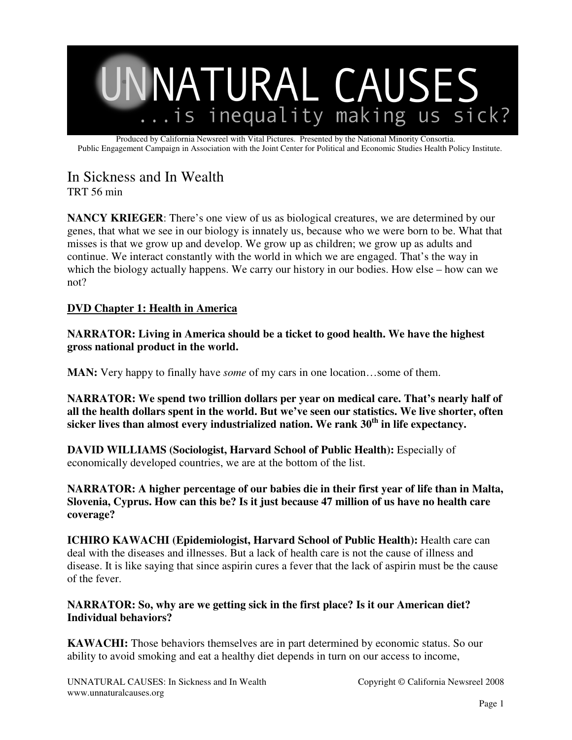# UNNATURAL CAUSES

...is inequality making us sick?

Produced by California Newsreel with Vital Pictures. Presented by the National Minority Consortia.
Public Engagement Campaign in Association with the Joint Center for Political and Economic Studies Health Policy Institute.

## In Sickness and In Wealth

TRT 56 min

**NANCY KRIEGER**: There's one view of us as biological creatures, we are determined by our genes, that what we see in our biology is innately us, because who we were born to be. What that misses is that we grow up and develop. We grow up as children; we grow up as adults and continue. We interact constantly with the world in which we are engaged. That's the way in which the biology actually happens. We carry our history in our bodies. How else – how can we not?

**DVD Chapter 1: Health in America**

**NARRATOR: Living in America should be a ticket to good health. We have the highest gross national product in the world.**

**MAN:** Very happy to finally have *some* of my cars in one location…some of them.

**NARRATOR: We spend two trillion dollars per year on medical care. That's nearly half of all the health dollars spent in the world. But we've seen our statistics. We live shorter, often sicker lives than almost every industrialized nation. We rank 30th in life expectancy.**

**DAVID WILLIAMS (Sociologist, Harvard School of Public Health):** Especially of economically developed countries, we are at the bottom of the list.

**NARRATOR: A higher percentage of our babies die in their first year of life than in Malta, Slovenia, Cyprus. How can this be? Is it just because 47 million of us have no health care coverage?**

**ICHIRO KAWACHI (Epidemiologist, Harvard School of Public Health):** Health care can deal with the diseases and illnesses. But a lack of health care is not the cause of illness and disease. It is like saying that since aspirin cures a fever that the lack of aspirin must be the cause of the fever.

**NARRATOR: So, why are we getting sick in the first place? Is it our American diet? Individual behaviors?**

**KAWACHI:** Those behaviors themselves are in part determined by economic status. So our ability to avoid smoking and eat a healthy diet depends in turn on our access to income,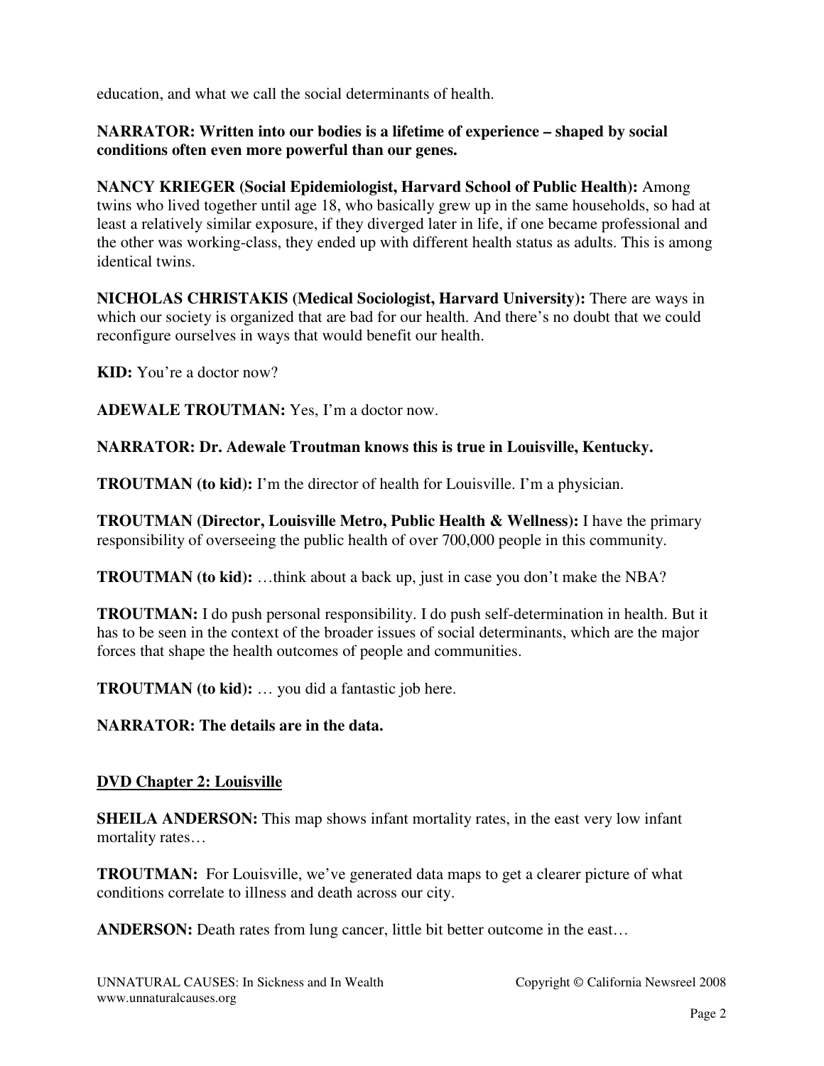education, and what we call the social determinants of health.

**NARRATOR: Written into our bodies is a lifetime of experience – shaped by social conditions often even more powerful than our genes.**

**NANCY KRIEGER (Social Epidemiologist, Harvard School of Public Health):** Among twins who lived together until age 18, who basically grew up in the same households, so had at least a relatively similar exposure, if they diverged later in life, if one became professional and the other was working-class, they ended up with different health status as adults. This is among identical twins.

**NICHOLAS CHRISTAKIS (Medical Sociologist, Harvard University):** There are ways in which our society is organized that are bad for our health. And there's no doubt that we could reconfigure ourselves in ways that would benefit our health.

**KID:** You're a doctor now?

**ADEWALE TROUTMAN:** Yes, I'm a doctor now.

**NARRATOR: Dr. Adewale Troutman knows this is true in Louisville, Kentucky.**

**TROUTMAN (to kid):** I'm the director of health for Louisville. I'm a physician.

**TROUTMAN (Director, Louisville Metro, Public Health & Wellness):** I have the primary responsibility of overseeing the public health of over 700,000 people in this community.

**TROUTMAN (to kid):** …think about a back up, just in case you don't make the NBA?

**TROUTMAN:** I do push personal responsibility. I do push self-determination in health. But it has to be seen in the context of the broader issues of social determinants, which are the major forces that shape the health outcomes of people and communities.

**TROUTMAN (to kid):** … you did a fantastic job here.

**NARRATOR: The details are in the data.**

## DVD Chapter 2: Louisville

**SHEILA ANDERSON:** This map shows infant mortality rates, in the east very low infant mortality rates…

**TROUTMAN:** For Louisville, we've generated data maps to get a clearer picture of what conditions correlate to illness and death across our city.

**ANDERSON:** Death rates from lung cancer, little bit better outcome in the east…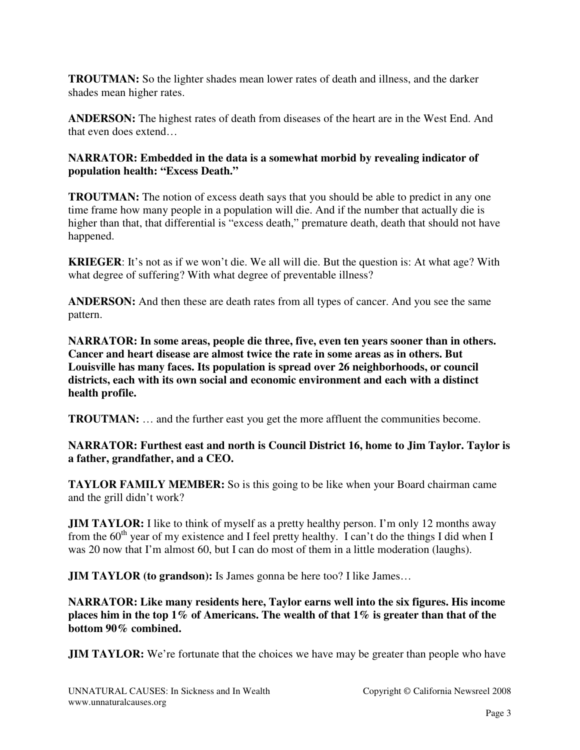**TROUTMAN:** So the lighter shades mean lower rates of death and illness, and the darker shades mean higher rates.

**ANDERSON:** The highest rates of death from diseases of the heart are in the West End. And that even does extend…

**NARRATOR: Embedded in the data is a somewhat morbid by revealing indicator of population health: "Excess Death."**

**TROUTMAN:** The notion of excess death says that you should be able to predict in any one time frame how many people in a population will die. And if the number that actually die is higher than that, that differential is "excess death," premature death, death that should not have happened.

**KRIEGER**: It's not as if we won't die. We all will die. But the question is: At what age? With what degree of suffering? With what degree of preventable illness?

**ANDERSON:** And then these are death rates from all types of cancer. And you see the same pattern.

**NARRATOR: In some areas, people die three, five, even ten years sooner than in others. Cancer and heart disease are almost twice the rate in some areas as in others. But Louisville has many faces. Its population is spread over 26 neighborhoods, or council districts, each with its own social and economic environment and each with a distinct health profile.**

**TROUTMAN:** … and the further east you get the more affluent the communities become.

**NARRATOR: Furthest east and north is Council District 16, home to Jim Taylor. Taylor is a father, grandfather, and a CEO.**

**TAYLOR FAMILY MEMBER:** So is this going to be like when your Board chairman came and the grill didn't work?

**JIM TAYLOR:** I like to think of myself as a pretty healthy person. I'm only 12 months away from the 60th year of my existence and I feel pretty healthy. I can't do the things I did when I was 20 now that I'm almost 60, but I can do most of them in a little moderation (laughs).

**JIM TAYLOR (to grandson):** Is James gonna be here too? I like James…

**NARRATOR: Like many residents here, Taylor earns well into the six figures. His income places him in the top 1% of Americans. The wealth of that 1% is greater than that of the bottom 90% combined.**

**JIM TAYLOR:** We're fortunate that the choices we have may be greater than people who have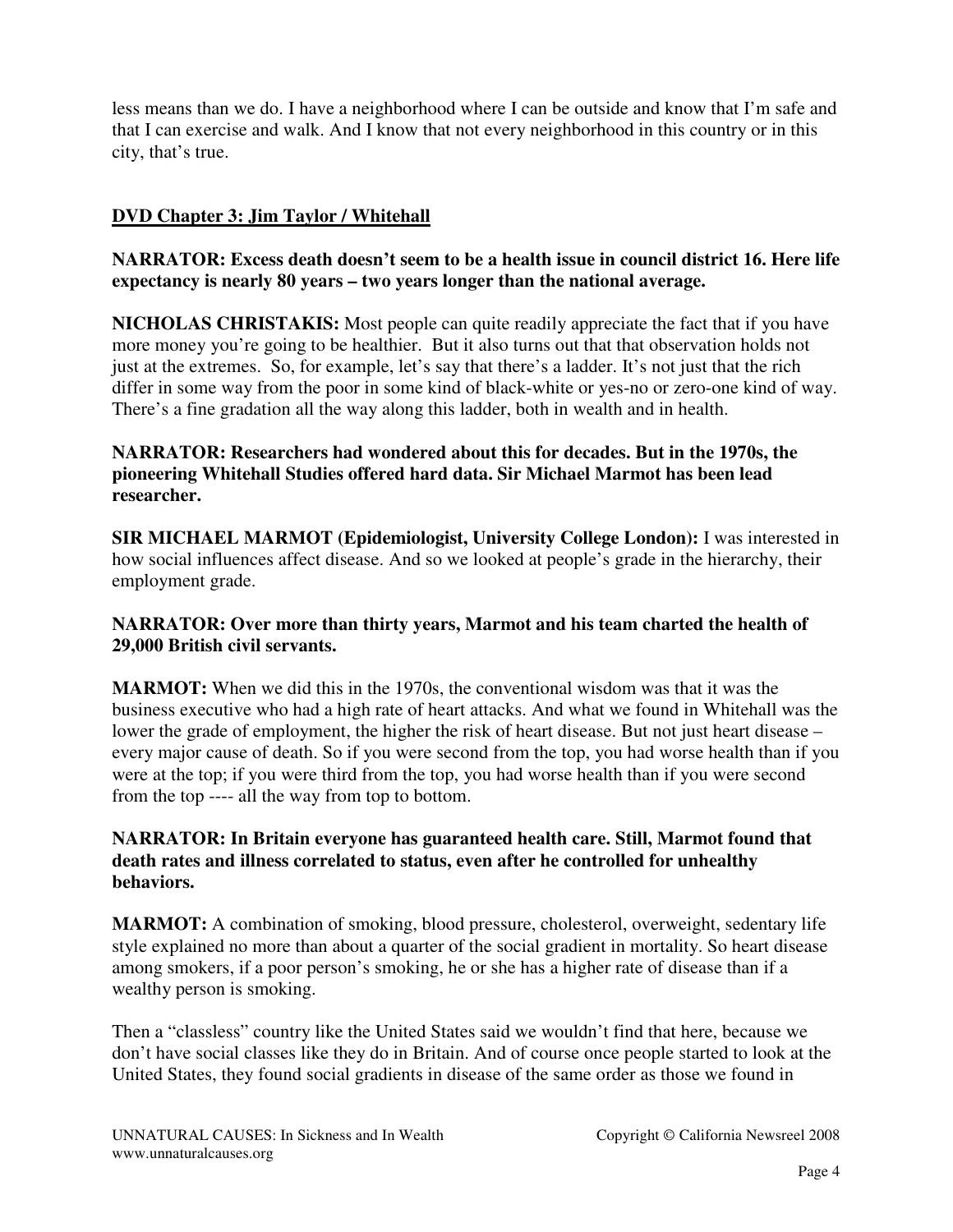less means than we do. I have a neighborhood where I can be outside and know that I'm safe and that I can exercise and walk. And I know that not every neighborhood in this country or in this city, that's true.

## DVD Chapter 3: Jim Taylor / Whitehall

**NARRATOR: Excess death doesn't seem to be a health issue in council district 16. Here life expectancy is nearly 80 years – two years longer than the national average.**

**NICHOLAS CHRISTAKIS:** Most people can quite readily appreciate the fact that if you have more money you're going to be healthier. But it also turns out that that observation holds not just at the extremes. So, for example, let's say that there's a ladder. It's not just that the rich differ in some way from the poor in some kind of black-white or yes-no or zero-one kind of way. There's a fine gradation all the way along this ladder, both in wealth and in health.

**NARRATOR: Researchers had wondered about this for decades. But in the 1970s, the pioneering Whitehall Studies offered hard data. Sir Michael Marmot has been lead researcher.**

**SIR MICHAEL MARMOT (Epidemiologist, University College London):** I was interested in how social influences affect disease. And so we looked at people's grade in the hierarchy, their employment grade.

**NARRATOR: Over more than thirty years, Marmot and his team charted the health of 29,000 British civil servants.**

**MARMOT:** When we did this in the 1970s, the conventional wisdom was that it was the business executive who had a high rate of heart attacks. And what we found in Whitehall was the lower the grade of employment, the higher the risk of heart disease. But not just heart disease – every major cause of death. So if you were second from the top, you had worse health than if you were at the top; if you were third from the top, you had worse health than if you were second from the top ---- all the way from top to bottom.

**NARRATOR: In Britain everyone has guaranteed health care. Still, Marmot found that death rates and illness correlated to status, even after he controlled for unhealthy behaviors.**

**MARMOT:** A combination of smoking, blood pressure, cholesterol, overweight, sedentary life style explained no more than about a quarter of the social gradient in mortality. So heart disease among smokers, if a poor person's smoking, he or she has a higher rate of disease than if a wealthy person is smoking.

Then a "classless" country like the United States said we wouldn't find that here, because we don't have social classes like they do in Britain. And of course once people started to look at the United States, they found social gradients in disease of the same order as those we found in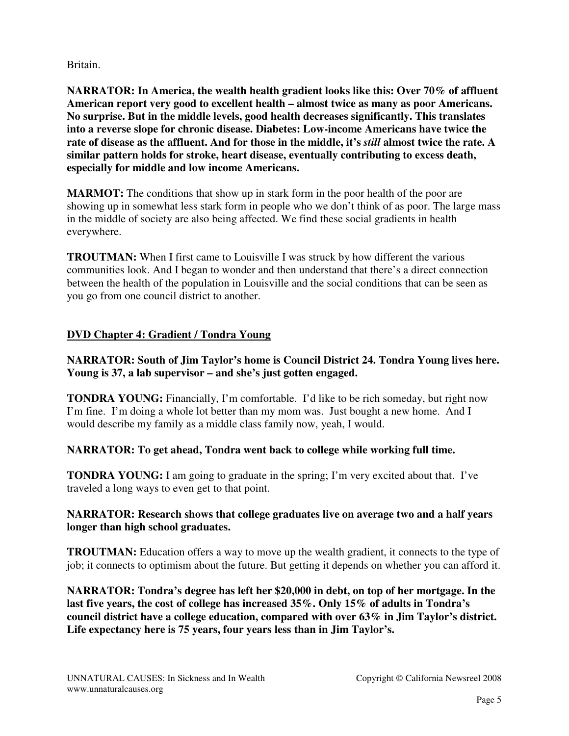Britain.

**NARRATOR: In America, the wealth health gradient looks like this: Over 70% of affluent American report very good to excellent health – almost twice as many as poor Americans. No surprise. But in the middle levels, good health decreases significantly. This translates into a reverse slope for chronic disease. Diabetes: Low-income Americans have twice the rate of disease as the affluent. And for those in the middle, it's *still* almost twice the rate. A similar pattern holds for stroke, heart disease, eventually contributing to excess death, especially for middle and low income Americans.**

**MARMOT:** The conditions that show up in stark form in the poor health of the poor are showing up in somewhat less stark form in people who we don't think of as poor. The large mass in the middle of society are also being affected. We find these social gradients in health everywhere.

**TROUTMAN:** When I first came to Louisville I was struck by how different the various communities look. And I began to wonder and then understand that there's a direct connection between the health of the population in Louisville and the social conditions that can be seen as you go from one council district to another.

## DVD Chapter 4: Gradient / Tondra Young

**NARRATOR: South of Jim Taylor's home is Council District 24. Tondra Young lives here. Young is 37, a lab supervisor – and she's just gotten engaged.**

**TONDRA YOUNG:** Financially, I'm comfortable. I'd like to be rich someday, but right now I'm fine. I'm doing a whole lot better than my mom was. Just bought a new home. And I would describe my family as a middle class family now, yeah, I would.

**NARRATOR: To get ahead, Tondra went back to college while working full time.**

**TONDRA YOUNG:** I am going to graduate in the spring; I'm very excited about that. I've traveled a long ways to even get to that point.

**NARRATOR: Research shows that college graduates live on average two and a half years longer than high school graduates.**

**TROUTMAN:** Education offers a way to move up the wealth gradient, it connects to the type of job; it connects to optimism about the future. But getting it depends on whether you can afford it.

**NARRATOR: Tondra's degree has left her $20,000 in debt, on top of her mortgage. In the last five years, the cost of college has increased 35%. Only 15% of adults in Tondra's council district have a college education, compared with over 63% in Jim Taylor's district. Life expectancy here is 75 years, four years less than in Jim Taylor's.**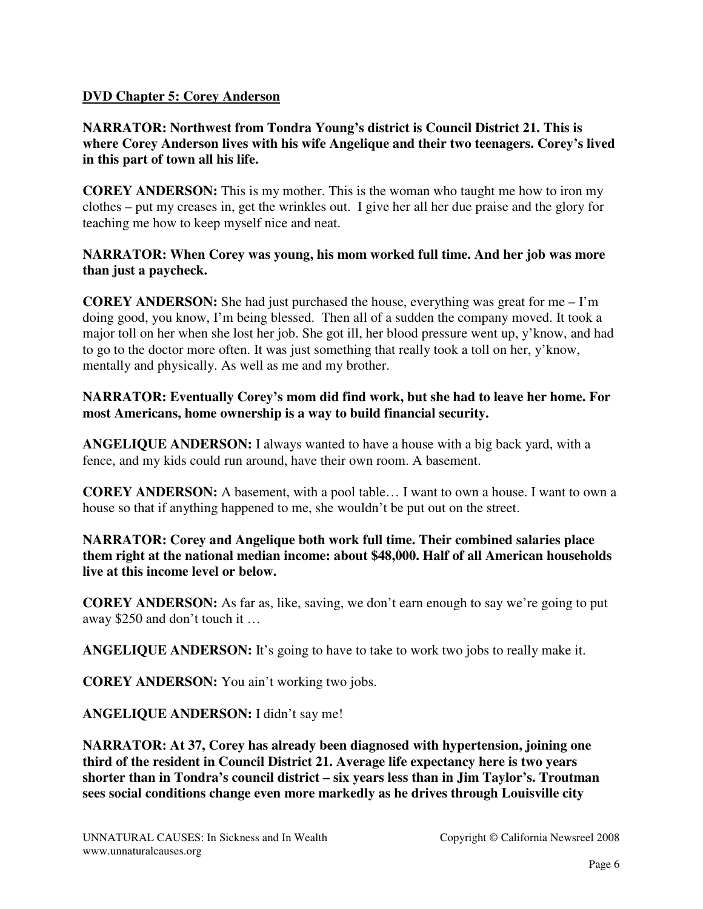**DVD Chapter 5: Corey Anderson**

**NARRATOR: Northwest from Tondra Young's district is Council District 21. This is where Corey Anderson lives with his wife Angelique and their two teenagers. Corey's lived in this part of town all his life.**

**COREY ANDERSON:** This is my mother. This is the woman who taught me how to iron my clothes – put my creases in, get the wrinkles out. I give her all her due praise and the glory for teaching me how to keep myself nice and neat.

**NARRATOR: When Corey was young, his mom worked full time. And her job was more than just a paycheck.**

**COREY ANDERSON:** She had just purchased the house, everything was great for me – I'm doing good, you know, I'm being blessed. Then all of a sudden the company moved. It took a major toll on her when she lost her job. She got ill, her blood pressure went up, y'know, and had to go to the doctor more often. It was just something that really took a toll on her, y'know, mentally and physically. As well as me and my brother.

**NARRATOR: Eventually Corey's mom did find work, but she had to leave her home. For most Americans, home ownership is a way to build financial security.**

**ANGELIQUE ANDERSON:** I always wanted to have a house with a big back yard, with a fence, and my kids could run around, have their own room. A basement.

**COREY ANDERSON:** A basement, with a pool table… I want to own a house. I want to own a house so that if anything happened to me, she wouldn't be put out on the street.

**NARRATOR: Corey and Angelique both work full time. Their combined salaries place them right at the national median income: about $48,000. Half of all American households live at this income level or below.**

**COREY ANDERSON:** As far as, like, saving, we don't earn enough to say we're going to put away $250 and don't touch it …

**ANGELIQUE ANDERSON:** It's going to have to take to work two jobs to really make it.

**COREY ANDERSON:** You ain't working two jobs.

**ANGELIQUE ANDERSON:** I didn't say me!

**NARRATOR: At 37, Corey has already been diagnosed with hypertension, joining one third of the resident in Council District 21. Average life expectancy here is two years shorter than in Tondra's council district – six years less than in Jim Taylor's. Troutman sees social conditions change even more markedly as he drives through Louisville city**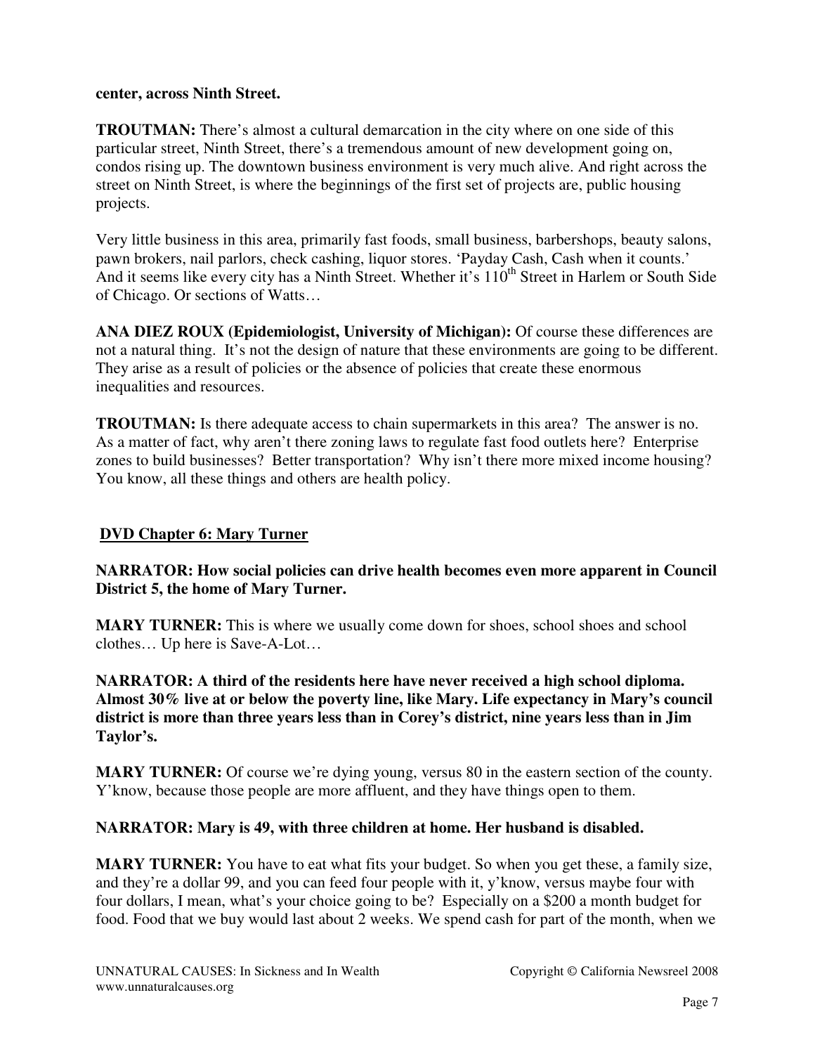**center, across Ninth Street.**

**TROUTMAN:** There's almost a cultural demarcation in the city where on one side of this particular street, Ninth Street, there's a tremendous amount of new development going on, condos rising up. The downtown business environment is very much alive. And right across the street on Ninth Street, is where the beginnings of the first set of projects are, public housing projects.

Very little business in this area, primarily fast foods, small business, barbershops, beauty salons, pawn brokers, nail parlors, check cashing, liquor stores. 'Payday Cash, Cash when it counts.' And it seems like every city has a Ninth Street. Whether it's 110th Street in Harlem or South Side of Chicago. Or sections of Watts…

**ANA DIEZ ROUX (Epidemiologist, University of Michigan):** Of course these differences are not a natural thing. It's not the design of nature that these environments are going to be different. They arise as a result of policies or the absence of policies that create these enormous inequalities and resources.

**TROUTMAN:** Is there adequate access to chain supermarkets in this area? The answer is no. As a matter of fact, why aren't there zoning laws to regulate fast food outlets here? Enterprise zones to build businesses? Better transportation? Why isn't there more mixed income housing? You know, all these things and others are health policy.

## DVD Chapter 6: Mary Turner

**NARRATOR: How social policies can drive health becomes even more apparent in Council District 5, the home of Mary Turner.**

**MARY TURNER:** This is where we usually come down for shoes, school shoes and school clothes… Up here is Save-A-Lot…

**NARRATOR: A third of the residents here have never received a high school diploma. Almost 30% live at or below the poverty line, like Mary. Life expectancy in Mary's council district is more than three years less than in Corey's district, nine years less than in Jim Taylor's.**

**MARY TURNER:** Of course we're dying young, versus 80 in the eastern section of the county. Y'know, because those people are more affluent, and they have things open to them.

**NARRATOR: Mary is 49, with three children at home. Her husband is disabled.**

**MARY TURNER:** You have to eat what fits your budget. So when you get these, a family size, and they're a dollar 99, and you can feed four people with it, y'know, versus maybe four with four dollars, I mean, what's your choice going to be? Especially on a $200 a month budget for food. Food that we buy would last about 2 weeks. We spend cash for part of the month, when we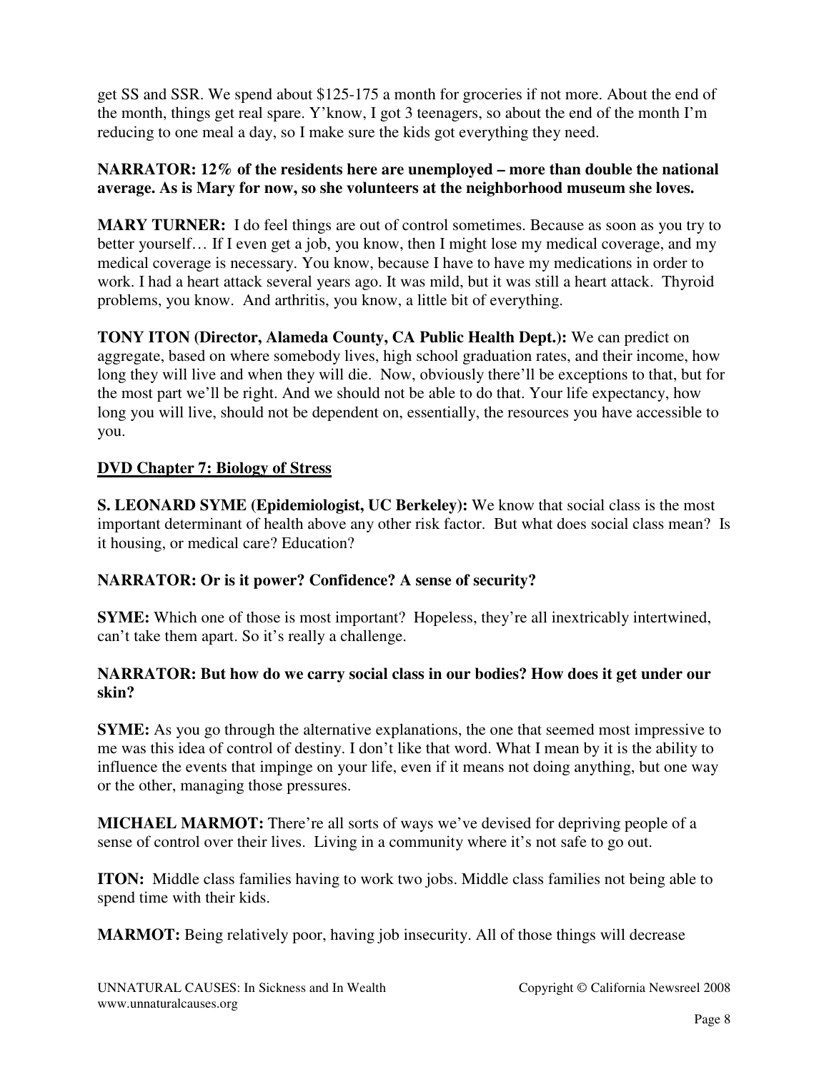get SS and SSR. We spend about $125-175 a month for groceries if not more. About the end of the month, things get real spare. Y'know, I got 3 teenagers, so about the end of the month I'm reducing to one meal a day, so I make sure the kids got everything they need.

**NARRATOR: 12% of the residents here are unemployed – more than double the national average. As is Mary for now, so she volunteers at the neighborhood museum she loves.**

**MARY TURNER:** I do feel things are out of control sometimes. Because as soon as you try to better yourself… If I even get a job, you know, then I might lose my medical coverage, and my medical coverage is necessary. You know, because I have to have my medications in order to work. I had a heart attack several years ago. It was mild, but it was still a heart attack. Thyroid problems, you know. And arthritis, you know, a little bit of everything.

**TONY ITON (Director, Alameda County, CA Public Health Dept.):** We can predict on aggregate, based on where somebody lives, high school graduation rates, and their income, how long they will live and when they will die. Now, obviously there'll be exceptions to that, but for the most part we'll be right. And we should not be able to do that. Your life expectancy, how long you will live, should not be dependent on, essentially, the resources you have accessible to you.

**<u>DVD Chapter 7: Biology of Stress</u>**

**S. LEONARD SYME (Epidemiologist, UC Berkeley):** We know that social class is the most important determinant of health above any other risk factor. But what does social class mean? Is it housing, or medical care? Education?

**NARRATOR: Or is it power? Confidence? A sense of security?**

**SYME:** Which one of those is most important? Hopeless, they're all inextricably intertwined, can't take them apart. So it's really a challenge.

**NARRATOR: But how do we carry social class in our bodies? How does it get under our skin?**

**SYME:** As you go through the alternative explanations, the one that seemed most impressive to me was this idea of control of destiny. I don't like that word. What I mean by it is the ability to influence the events that impinge on your life, even if it means not doing anything, but one way or the other, managing those pressures.

**MICHAEL MARMOT:** There're all sorts of ways we've devised for depriving people of a sense of control over their lives. Living in a community where it's not safe to go out.

**ITON:** Middle class families having to work two jobs. Middle class families not being able to spend time with their kids.

**MARMOT:** Being relatively poor, having job insecurity. All of those things will decrease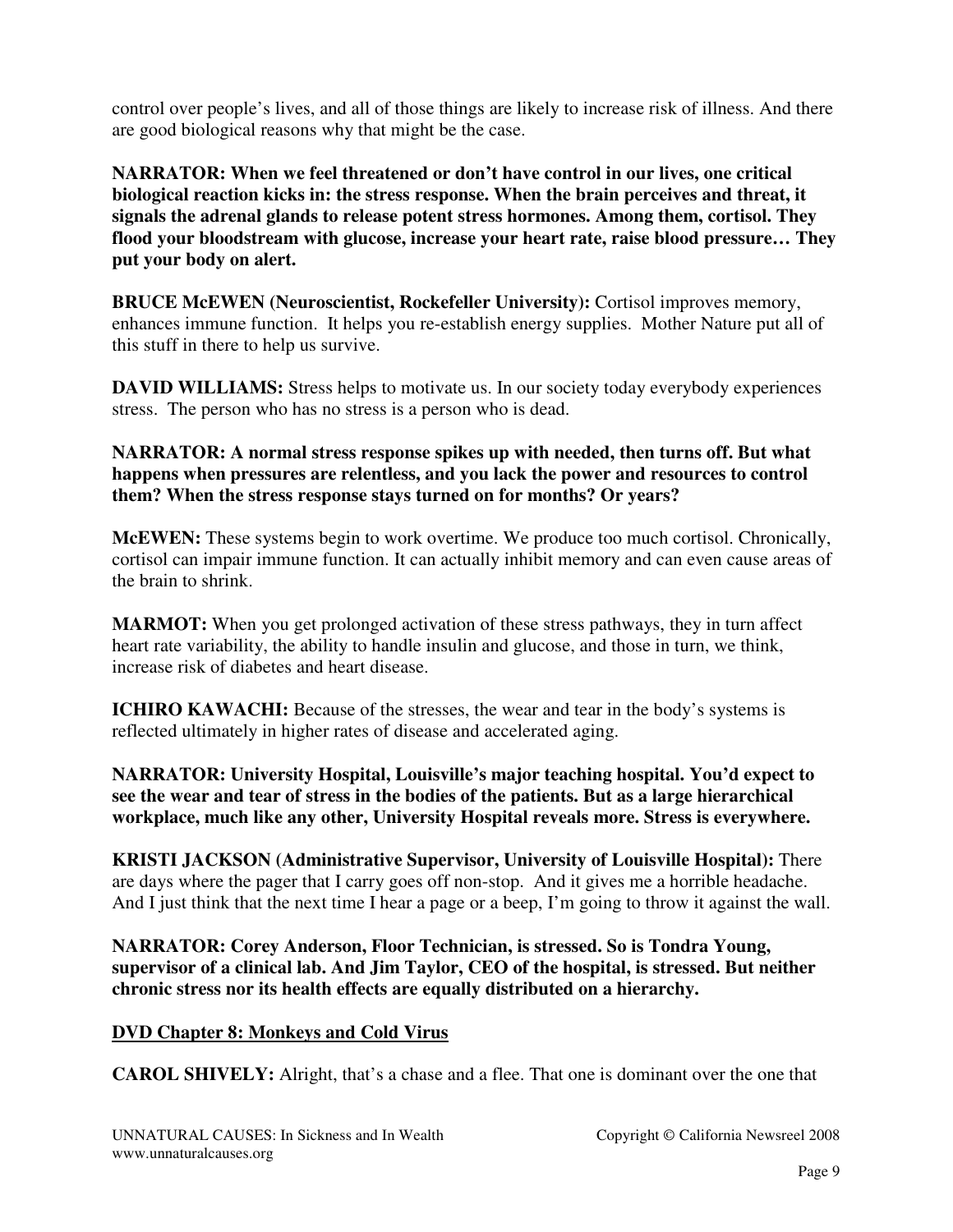control over people's lives, and all of those things are likely to increase risk of illness. And there are good biological reasons why that might be the case.

**NARRATOR: When we feel threatened or don't have control in our lives, one critical biological reaction kicks in: the stress response. When the brain perceives and threat, it signals the adrenal glands to release potent stress hormones. Among them, cortisol. They flood your bloodstream with glucose, increase your heart rate, raise blood pressure… They put your body on alert.**

**BRUCE McEWEN (Neuroscientist, Rockefeller University):** Cortisol improves memory, enhances immune function. It helps you re-establish energy supplies. Mother Nature put all of this stuff in there to help us survive.

**DAVID WILLIAMS:** Stress helps to motivate us. In our society today everybody experiences stress. The person who has no stress is a person who is dead.

**NARRATOR: A normal stress response spikes up with needed, then turns off. But what happens when pressures are relentless, and you lack the power and resources to control them? When the stress response stays turned on for months? Or years?**

**McEWEN:** These systems begin to work overtime. We produce too much cortisol. Chronically, cortisol can impair immune function. It can actually inhibit memory and can even cause areas of the brain to shrink.

**MARMOT:** When you get prolonged activation of these stress pathways, they in turn affect heart rate variability, the ability to handle insulin and glucose, and those in turn, we think, increase risk of diabetes and heart disease.

**ICHIRO KAWACHI:** Because of the stresses, the wear and tear in the body's systems is reflected ultimately in higher rates of disease and accelerated aging.

**NARRATOR: University Hospital, Louisville's major teaching hospital. You'd expect to see the wear and tear of stress in the bodies of the patients. But as a large hierarchical workplace, much like any other, University Hospital reveals more. Stress is everywhere.**

**KRISTI JACKSON (Administrative Supervisor, University of Louisville Hospital):** There are days where the pager that I carry goes off non-stop. And it gives me a horrible headache. And I just think that the next time I hear a page or a beep, I'm going to throw it against the wall.

**NARRATOR: Corey Anderson, Floor Technician, is stressed. So is Tondra Young, supervisor of a clinical lab. And Jim Taylor, CEO of the hospital, is stressed. But neither chronic stress nor its health effects are equally distributed on a hierarchy.**

**DVD Chapter 8: Monkeys and Cold Virus**

**CAROL SHIVELY:** Alright, that's a chase and a flee. That one is dominant over the one that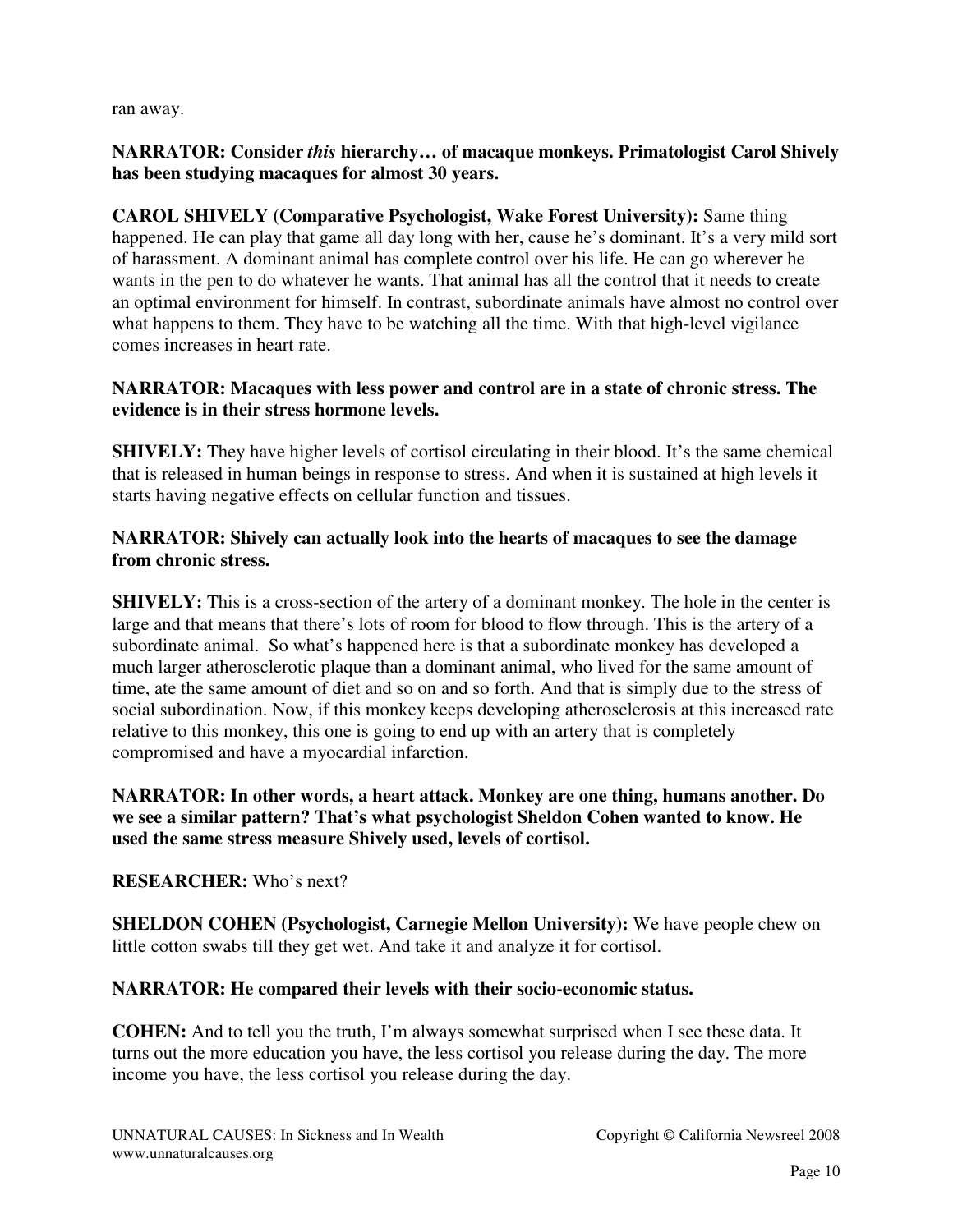ran away.

**NARRATOR: Consider *this* hierarchy… of macaque monkeys. Primatologist Carol Shively has been studying macaques for almost 30 years.**

**CAROL SHIVELY (Comparative Psychologist, Wake Forest University):** Same thing happened. He can play that game all day long with her, cause he's dominant. It's a very mild sort of harassment. A dominant animal has complete control over his life. He can go wherever he wants in the pen to do whatever he wants. That animal has all the control that it needs to create an optimal environment for himself. In contrast, subordinate animals have almost no control over what happens to them. They have to be watching all the time. With that high-level vigilance comes increases in heart rate.

**NARRATOR: Macaques with less power and control are in a state of chronic stress. The evidence is in their stress hormone levels.**

**SHIVELY:** They have higher levels of cortisol circulating in their blood. It's the same chemical that is released in human beings in response to stress. And when it is sustained at high levels it starts having negative effects on cellular function and tissues.

**NARRATOR: Shively can actually look into the hearts of macaques to see the damage from chronic stress.**

**SHIVELY:** This is a cross-section of the artery of a dominant monkey. The hole in the center is large and that means that there's lots of room for blood to flow through. This is the artery of a subordinate animal. So what's happened here is that a subordinate monkey has developed a much larger atherosclerotic plaque than a dominant animal, who lived for the same amount of time, ate the same amount of diet and so on and so forth. And that is simply due to the stress of social subordination. Now, if this monkey keeps developing atherosclerosis at this increased rate relative to this monkey, this one is going to end up with an artery that is completely compromised and have a myocardial infarction.

**NARRATOR: In other words, a heart attack. Monkey are one thing, humans another. Do we see a similar pattern? That's what psychologist Sheldon Cohen wanted to know. He used the same stress measure Shively used, levels of cortisol.**

**RESEARCHER:** Who's next?

**SHELDON COHEN (Psychologist, Carnegie Mellon University):** We have people chew on little cotton swabs till they get wet. And take it and analyze it for cortisol.

**NARRATOR: He compared their levels with their socio-economic status.**

**COHEN:** And to tell you the truth, I'm always somewhat surprised when I see these data. It turns out the more education you have, the less cortisol you release during the day. The more income you have, the less cortisol you release during the day.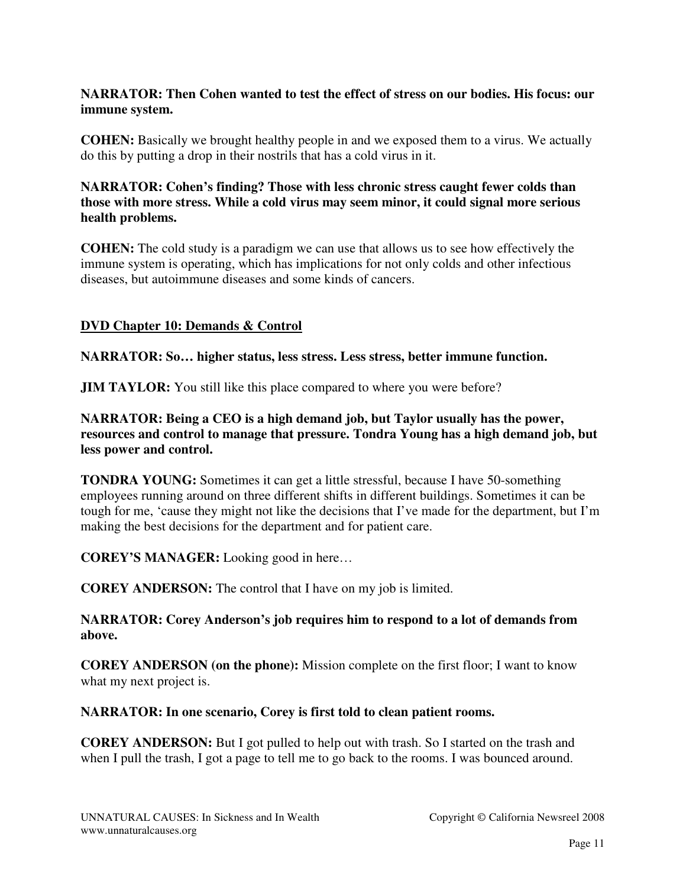**NARRATOR: Then Cohen wanted to test the effect of stress on our bodies. His focus: our immune system.**

**COHEN:** Basically we brought healthy people in and we exposed them to a virus. We actually do this by putting a drop in their nostrils that has a cold virus in it.

**NARRATOR: Cohen's finding? Those with less chronic stress caught fewer colds than those with more stress. While a cold virus may seem minor, it could signal more serious health problems.**

**COHEN:** The cold study is a paradigm we can use that allows us to see how effectively the immune system is operating, which has implications for not only colds and other infectious diseases, but autoimmune diseases and some kinds of cancers.

## DVD Chapter 10: Demands & Control

**NARRATOR: So… higher status, less stress. Less stress, better immune function.**

**JIM TAYLOR:** You still like this place compared to where you were before?

**NARRATOR: Being a CEO is a high demand job, but Taylor usually has the power, resources and control to manage that pressure. Tondra Young has a high demand job, but less power and control.**

**TONDRA YOUNG:** Sometimes it can get a little stressful, because I have 50-something employees running around on three different shifts in different buildings. Sometimes it can be tough for me, 'cause they might not like the decisions that I've made for the department, but I'm making the best decisions for the department and for patient care.

**COREY'S MANAGER:** Looking good in here…

**COREY ANDERSON:** The control that I have on my job is limited.

**NARRATOR: Corey Anderson's job requires him to respond to a lot of demands from above.**

**COREY ANDERSON (on the phone):** Mission complete on the first floor; I want to know what my next project is.

**NARRATOR: In one scenario, Corey is first told to clean patient rooms.**

**COREY ANDERSON:** But I got pulled to help out with trash. So I started on the trash and when I pull the trash, I got a page to tell me to go back to the rooms. I was bounced around.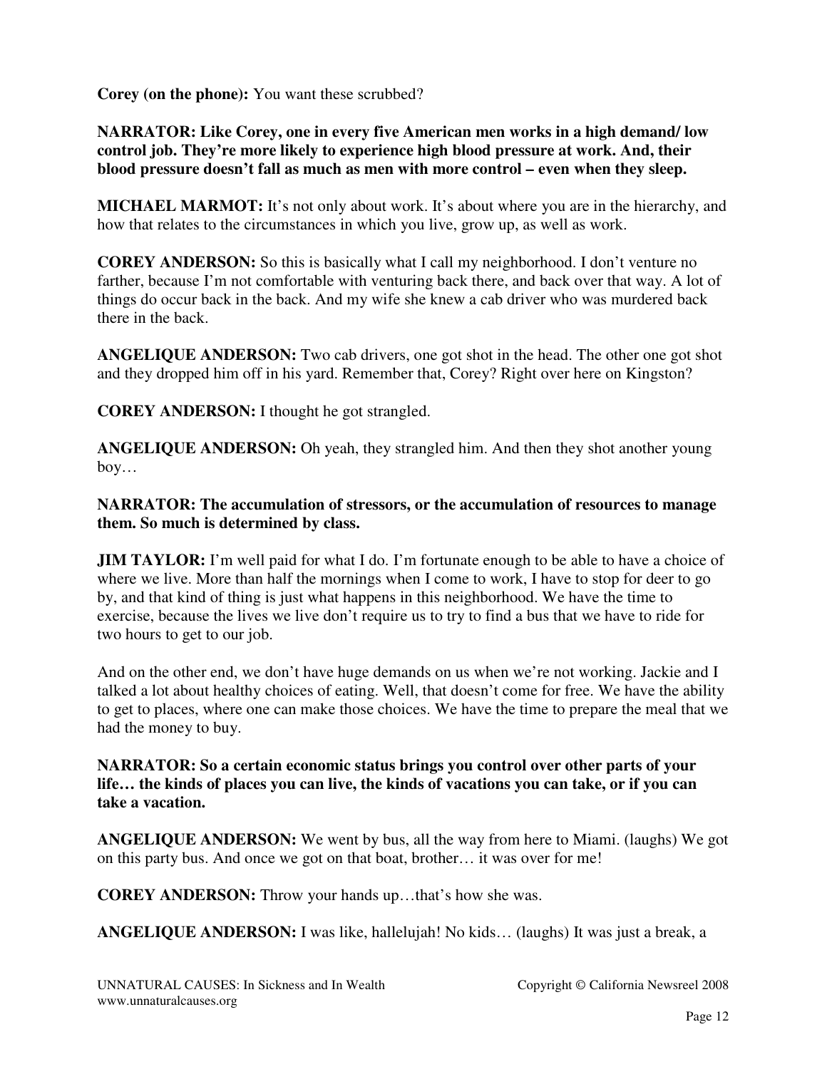**Corey (on the phone):** You want these scrubbed?

**NARRATOR: Like Corey, one in every five American men works in a high demand/ low control job. They're more likely to experience high blood pressure at work. And, their blood pressure doesn't fall as much as men with more control – even when they sleep.**

**MICHAEL MARMOT:** It's not only about work. It's about where you are in the hierarchy, and how that relates to the circumstances in which you live, grow up, as well as work.

**COREY ANDERSON:** So this is basically what I call my neighborhood. I don't venture no farther, because I'm not comfortable with venturing back there, and back over that way. A lot of things do occur back in the back. And my wife she knew a cab driver who was murdered back there in the back.

**ANGELIQUE ANDERSON:** Two cab drivers, one got shot in the head. The other one got shot and they dropped him off in his yard. Remember that, Corey? Right over here on Kingston?

**COREY ANDERSON:** I thought he got strangled.

**ANGELIQUE ANDERSON:** Oh yeah, they strangled him. And then they shot another young boy…

**NARRATOR: The accumulation of stressors, or the accumulation of resources to manage them. So much is determined by class.**

**JIM TAYLOR:** I'm well paid for what I do. I'm fortunate enough to be able to have a choice of where we live. More than half the mornings when I come to work, I have to stop for deer to go by, and that kind of thing is just what happens in this neighborhood. We have the time to exercise, because the lives we live don't require us to try to find a bus that we have to ride for two hours to get to our job.

And on the other end, we don't have huge demands on us when we're not working. Jackie and I talked a lot about healthy choices of eating. Well, that doesn't come for free. We have the ability to get to places, where one can make those choices. We have the time to prepare the meal that we had the money to buy.

**NARRATOR: So a certain economic status brings you control over other parts of your life… the kinds of places you can live, the kinds of vacations you can take, or if you can take a vacation.**

**ANGELIQUE ANDERSON:** We went by bus, all the way from here to Miami. (laughs) We got on this party bus. And once we got on that boat, brother… it was over for me!

**COREY ANDERSON:** Throw your hands up…that's how she was.

**ANGELIQUE ANDERSON:** I was like, hallelujah! No kids… (laughs) It was just a break, a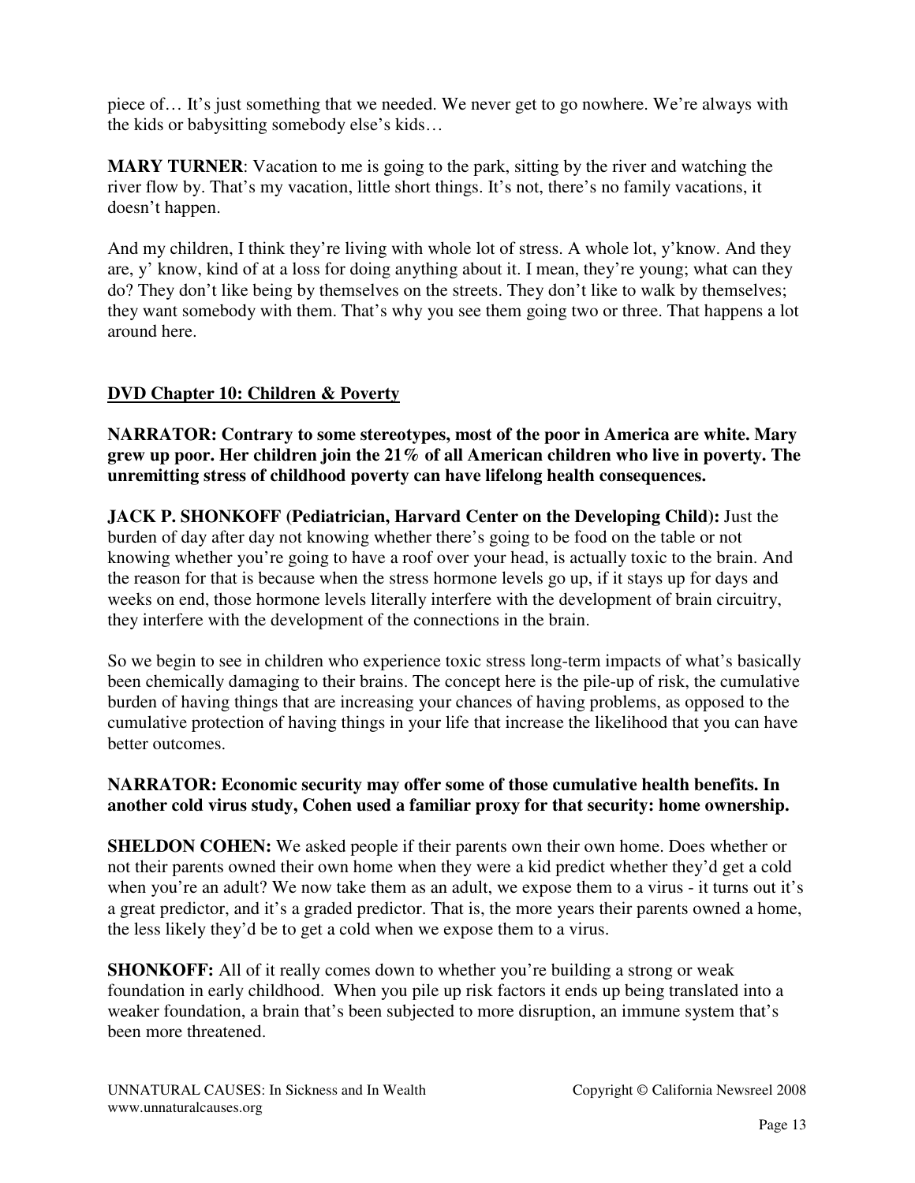piece of… It's just something that we needed. We never get to go nowhere. We're always with the kids or babysitting somebody else's kids…

**MARY TURNER**: Vacation to me is going to the park, sitting by the river and watching the river flow by. That's my vacation, little short things. It's not, there's no family vacations, it doesn't happen.

And my children, I think they're living with whole lot of stress. A whole lot, y'know. And they are, y' know, kind of at a loss for doing anything about it. I mean, they're young; what can they do? They don't like being by themselves on the streets. They don't like to walk by themselves; they want somebody with them. That's why you see them going two or three. That happens a lot around here.

## DVD Chapter 10: Children & Poverty

**NARRATOR: Contrary to some stereotypes, most of the poor in America are white. Mary grew up poor. Her children join the 21% of all American children who live in poverty. The unremitting stress of childhood poverty can have lifelong health consequences.**

**JACK P. SHONKOFF (Pediatrician, Harvard Center on the Developing Child):** Just the burden of day after day not knowing whether there's going to be food on the table or not knowing whether you're going to have a roof over your head, is actually toxic to the brain. And the reason for that is because when the stress hormone levels go up, if it stays up for days and weeks on end, those hormone levels literally interfere with the development of brain circuitry, they interfere with the development of the connections in the brain.

So we begin to see in children who experience toxic stress long-term impacts of what's basically been chemically damaging to their brains. The concept here is the pile-up of risk, the cumulative burden of having things that are increasing your chances of having problems, as opposed to the cumulative protection of having things in your life that increase the likelihood that you can have better outcomes.

**NARRATOR: Economic security may offer some of those cumulative health benefits. In another cold virus study, Cohen used a familiar proxy for that security: home ownership.**

**SHELDON COHEN:** We asked people if their parents own their own home. Does whether or not their parents owned their own home when they were a kid predict whether they'd get a cold when you're an adult? We now take them as an adult, we expose them to a virus - it turns out it's a great predictor, and it's a graded predictor. That is, the more years their parents owned a home, the less likely they'd be to get a cold when we expose them to a virus.

**SHONKOFF:** All of it really comes down to whether you're building a strong or weak foundation in early childhood. When you pile up risk factors it ends up being translated into a weaker foundation, a brain that's been subjected to more disruption, an immune system that's been more threatened.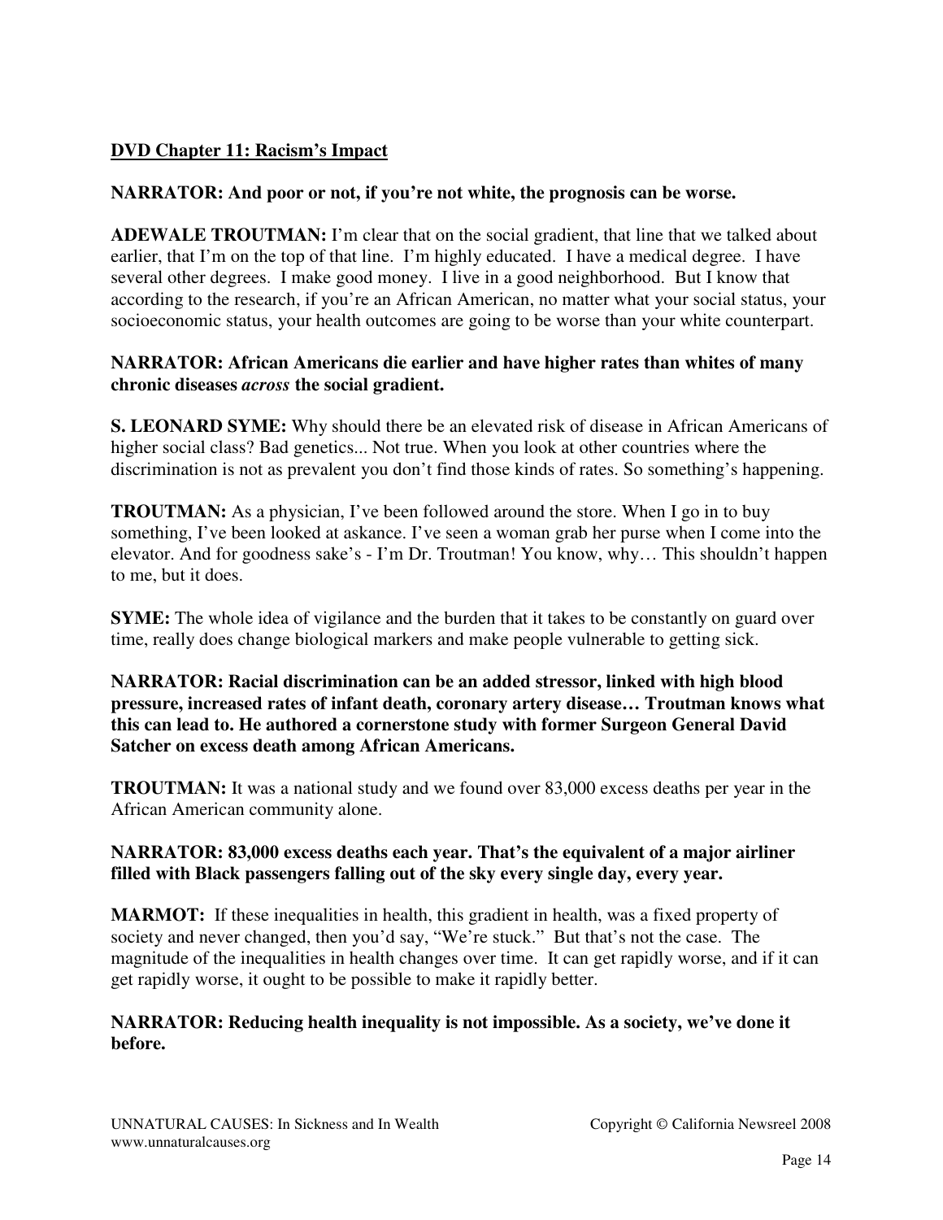**DVD Chapter 11: Racism's Impact**

**NARRATOR: And poor or not, if you're not white, the prognosis can be worse.**

**ADEWALE TROUTMAN:** I'm clear that on the social gradient, that line that we talked about earlier, that I'm on the top of that line. I'm highly educated. I have a medical degree. I have several other degrees. I make good money. I live in a good neighborhood. But I know that according to the research, if you're an African American, no matter what your social status, your socioeconomic status, your health outcomes are going to be worse than your white counterpart.

**NARRATOR: African Americans die earlier and have higher rates than whites of many chronic diseases *across* the social gradient.**

**S. LEONARD SYME:** Why should there be an elevated risk of disease in African Americans of higher social class? Bad genetics... Not true. When you look at other countries where the discrimination is not as prevalent you don't find those kinds of rates. So something's happening.

**TROUTMAN:** As a physician, I've been followed around the store. When I go in to buy something, I've been looked at askance. I've seen a woman grab her purse when I come into the elevator. And for goodness sake's - I'm Dr. Troutman! You know, why… This shouldn't happen to me, but it does.

**SYME:** The whole idea of vigilance and the burden that it takes to be constantly on guard over time, really does change biological markers and make people vulnerable to getting sick.

**NARRATOR: Racial discrimination can be an added stressor, linked with high blood pressure, increased rates of infant death, coronary artery disease… Troutman knows what this can lead to. He authored a cornerstone study with former Surgeon General David Satcher on excess death among African Americans.**

**TROUTMAN:** It was a national study and we found over 83,000 excess deaths per year in the African American community alone.

**NARRATOR: 83,000 excess deaths each year. That's the equivalent of a major airliner filled with Black passengers falling out of the sky every single day, every year.**

**MARMOT:** If these inequalities in health, this gradient in health, was a fixed property of society and never changed, then you'd say, "We're stuck." But that's not the case. The magnitude of the inequalities in health changes over time. It can get rapidly worse, and if it can get rapidly worse, it ought to be possible to make it rapidly better.

**NARRATOR: Reducing health inequality is not impossible. As a society, we've done it before.**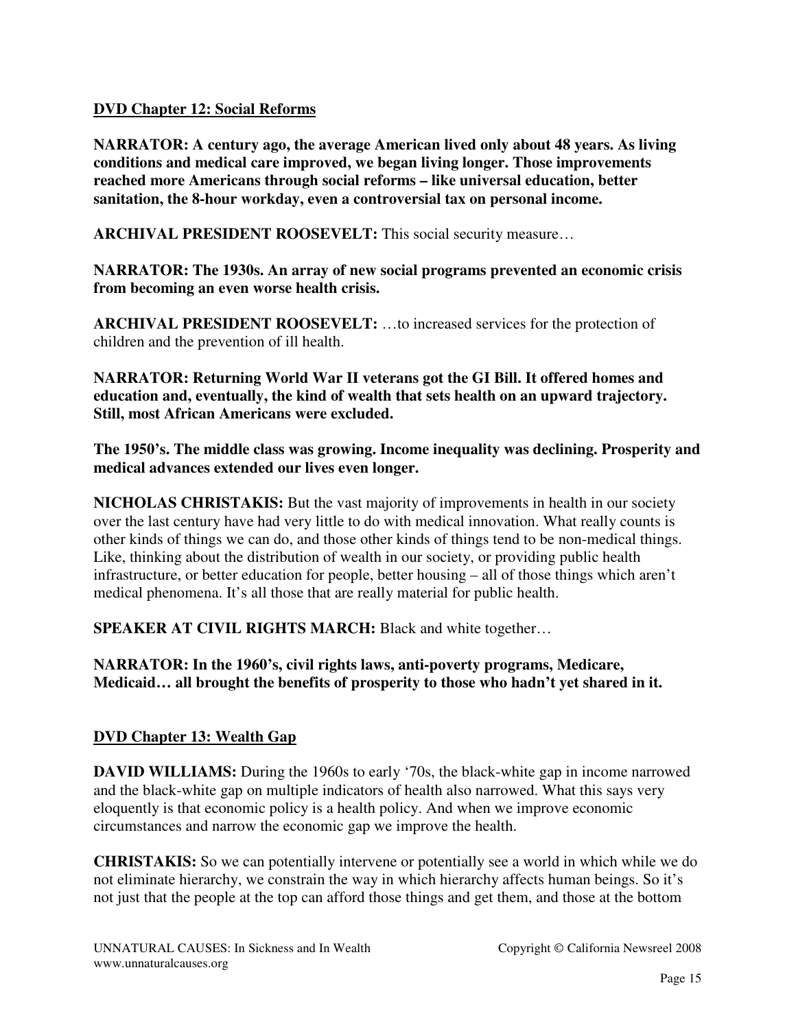**DVD Chapter 12: Social Reforms**

**NARRATOR: A century ago, the average American lived only about 48 years. As living conditions and medical care improved, we began living longer. Those improvements reached more Americans through social reforms – like universal education, better sanitation, the 8-hour workday, even a controversial tax on personal income.**

**ARCHIVAL PRESIDENT ROOSEVELT:** This social security measure…

**NARRATOR: The 1930s. An array of new social programs prevented an economic crisis from becoming an even worse health crisis.**

**ARCHIVAL PRESIDENT ROOSEVELT:** …to increased services for the protection of children and the prevention of ill health.

**NARRATOR: Returning World War II veterans got the GI Bill. It offered homes and education and, eventually, the kind of wealth that sets health on an upward trajectory. Still, most African Americans were excluded.**

**The 1950's. The middle class was growing. Income inequality was declining. Prosperity and medical advances extended our lives even longer.**

**NICHOLAS CHRISTAKIS:** But the vast majority of improvements in health in our society over the last century have had very little to do with medical innovation. What really counts is other kinds of things we can do, and those other kinds of things tend to be non-medical things. Like, thinking about the distribution of wealth in our society, or providing public health infrastructure, or better education for people, better housing – all of those things which aren't medical phenomena. It's all those that are really material for public health.

**SPEAKER AT CIVIL RIGHTS MARCH:** Black and white together…

**NARRATOR: In the 1960's, civil rights laws, anti-poverty programs, Medicare, Medicaid… all brought the benefits of prosperity to those who hadn't yet shared in it.**

**DVD Chapter 13: Wealth Gap**

**DAVID WILLIAMS:** During the 1960s to early '70s, the black-white gap in income narrowed and the black-white gap on multiple indicators of health also narrowed. What this says very eloquently is that economic policy is a health policy. And when we improve economic circumstances and narrow the economic gap we improve the health.

**CHRISTAKIS:** So we can potentially intervene or potentially see a world in which while we do not eliminate hierarchy, we constrain the way in which hierarchy affects human beings. So it's not just that the people at the top can afford those things and get them, and those at the bottom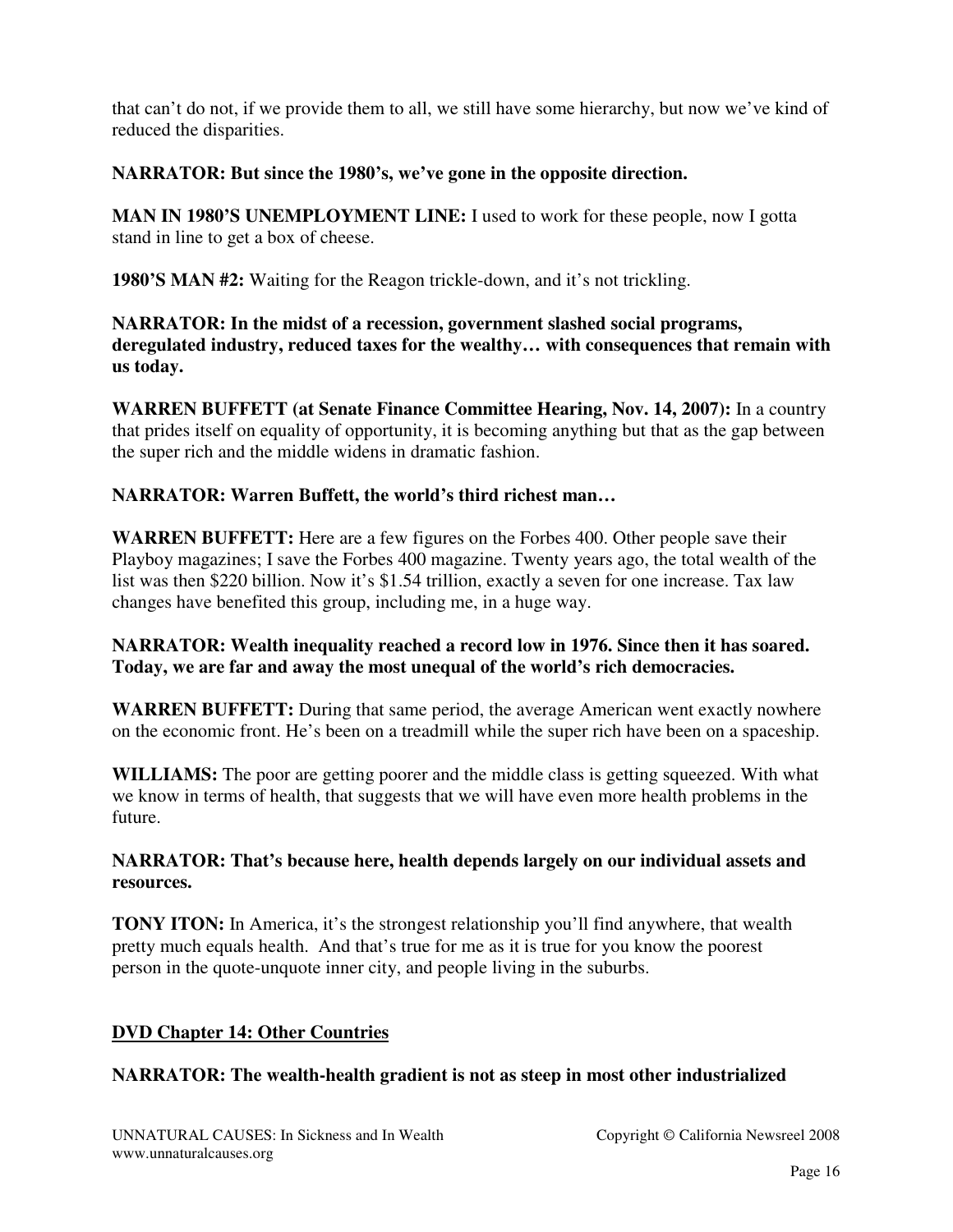that can't do not, if we provide them to all, we still have some hierarchy, but now we've kind of reduced the disparities.

**NARRATOR: But since the 1980's, we've gone in the opposite direction.**

**MAN IN 1980'S UNEMPLOYMENT LINE:** I used to work for these people, now I gotta stand in line to get a box of cheese.

**1980'S MAN #2:** Waiting for the Reagon trickle-down, and it's not trickling.

**NARRATOR: In the midst of a recession, government slashed social programs, deregulated industry, reduced taxes for the wealthy… with consequences that remain with us today.**

**WARREN BUFFETT (at Senate Finance Committee Hearing, Nov. 14, 2007):** In a country that prides itself on equality of opportunity, it is becoming anything but that as the gap between the super rich and the middle widens in dramatic fashion.

**NARRATOR: Warren Buffett, the world's third richest man…**

**WARREN BUFFETT:** Here are a few figures on the Forbes 400. Other people save their Playboy magazines; I save the Forbes 400 magazine. Twenty years ago, the total wealth of the list was then $220 billion. Now it's $1.54 trillion, exactly a seven for one increase. Tax law changes have benefited this group, including me, in a huge way.

**NARRATOR: Wealth inequality reached a record low in 1976. Since then it has soared. Today, we are far and away the most unequal of the world's rich democracies.**

**WARREN BUFFETT:** During that same period, the average American went exactly nowhere on the economic front. He's been on a treadmill while the super rich have been on a spaceship.

**WILLIAMS:** The poor are getting poorer and the middle class is getting squeezed. With what we know in terms of health, that suggests that we will have even more health problems in the future.

**NARRATOR: That's because here, health depends largely on our individual assets and resources.**

**TONY ITON:** In America, it's the strongest relationship you'll find anywhere, that wealth pretty much equals health. And that's true for me as it is true for you know the poorest person in the quote-unquote inner city, and people living in the suburbs.

## DVD Chapter 14: Other Countries

**NARRATOR: The wealth-health gradient is not as steep in most other industrialized**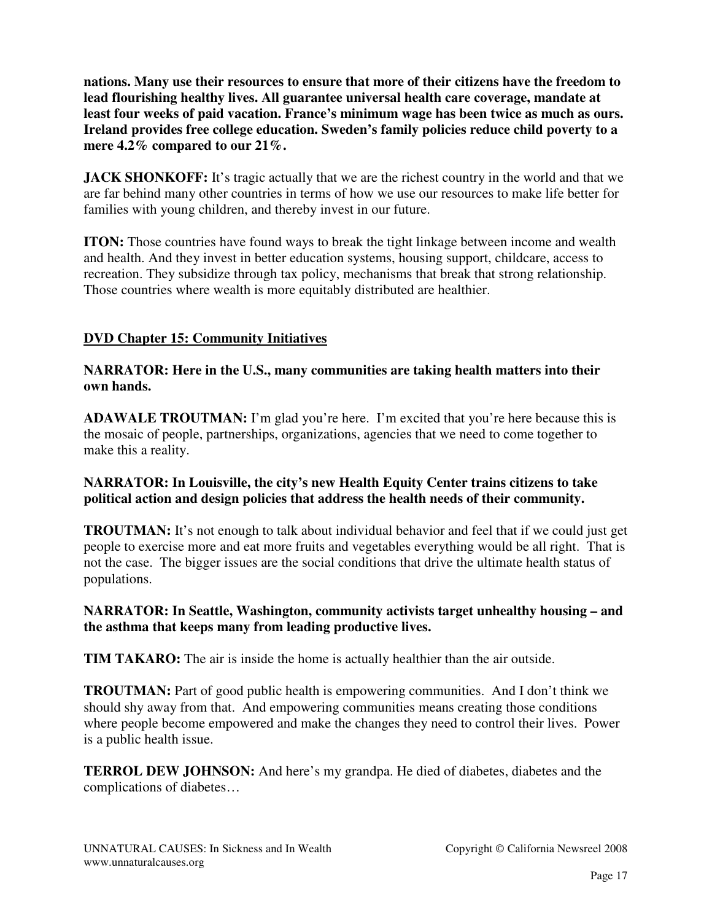**nations. Many use their resources to ensure that more of their citizens have the freedom to lead flourishing healthy lives. All guarantee universal health care coverage, mandate at least four weeks of paid vacation. France's minimum wage has been twice as much as ours. Ireland provides free college education. Sweden's family policies reduce child poverty to a mere 4.2% compared to our 21%.**

**JACK SHONKOFF:** It's tragic actually that we are the richest country in the world and that we are far behind many other countries in terms of how we use our resources to make life better for families with young children, and thereby invest in our future.

**ITON:** Those countries have found ways to break the tight linkage between income and wealth and health. And they invest in better education systems, housing support, childcare, access to recreation. They subsidize through tax policy, mechanisms that break that strong relationship. Those countries where wealth is more equitably distributed are healthier.

## DVD Chapter 15: Community Initiatives

**NARRATOR: Here in the U.S., many communities are taking health matters into their own hands.**

**ADAWALE TROUTMAN:** I'm glad you're here. I'm excited that you're here because this is the mosaic of people, partnerships, organizations, agencies that we need to come together to make this a reality.

**NARRATOR: In Louisville, the city's new Health Equity Center trains citizens to take political action and design policies that address the health needs of their community.**

**TROUTMAN:** It's not enough to talk about individual behavior and feel that if we could just get people to exercise more and eat more fruits and vegetables everything would be all right. That is not the case. The bigger issues are the social conditions that drive the ultimate health status of populations.

**NARRATOR: In Seattle, Washington, community activists target unhealthy housing – and the asthma that keeps many from leading productive lives.**

**TIM TAKARO:** The air is inside the home is actually healthier than the air outside.

**TROUTMAN:** Part of good public health is empowering communities. And I don't think we should shy away from that. And empowering communities means creating those conditions where people become empowered and make the changes they need to control their lives. Power is a public health issue.

**TERROL DEW JOHNSON:** And here's my grandpa. He died of diabetes, diabetes and the complications of diabetes…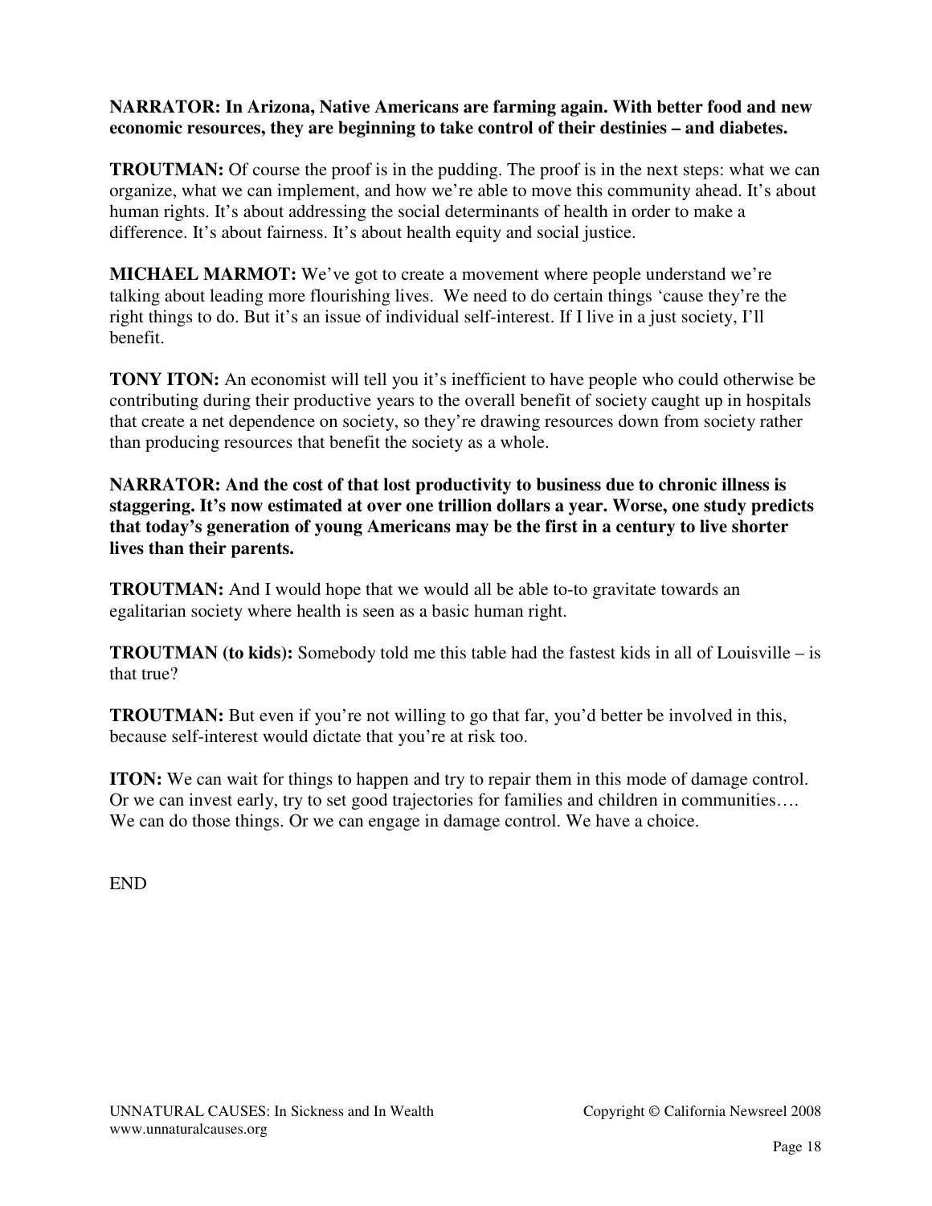**NARRATOR: In Arizona, Native Americans are farming again. With better food and new economic resources, they are beginning to take control of their destinies – and diabetes.**

**TROUTMAN:** Of course the proof is in the pudding. The proof is in the next steps: what we can organize, what we can implement, and how we're able to move this community ahead. It's about human rights. It's about addressing the social determinants of health in order to make a difference. It's about fairness. It's about health equity and social justice.

**MICHAEL MARMOT:** We've got to create a movement where people understand we're talking about leading more flourishing lives. We need to do certain things 'cause they're the right things to do. But it's an issue of individual self-interest. If I live in a just society, I'll benefit.

**TONY ITON:** An economist will tell you it's inefficient to have people who could otherwise be contributing during their productive years to the overall benefit of society caught up in hospitals that create a net dependence on society, so they're drawing resources down from society rather than producing resources that benefit the society as a whole.

**NARRATOR: And the cost of that lost productivity to business due to chronic illness is staggering. It's now estimated at over one trillion dollars a year. Worse, one study predicts that today's generation of young Americans may be the first in a century to live shorter lives than their parents.**

**TROUTMAN:** And I would hope that we would all be able to-to gravitate towards an egalitarian society where health is seen as a basic human right.

**TROUTMAN (to kids):** Somebody told me this table had the fastest kids in all of Louisville – is that true?

**TROUTMAN:** But even if you're not willing to go that far, you'd better be involved in this, because self-interest would dictate that you're at risk too.

**ITON:** We can wait for things to happen and try to repair them in this mode of damage control. Or we can invest early, try to set good trajectories for families and children in communities…. We can do those things. Or we can engage in damage control. We have a choice.

END